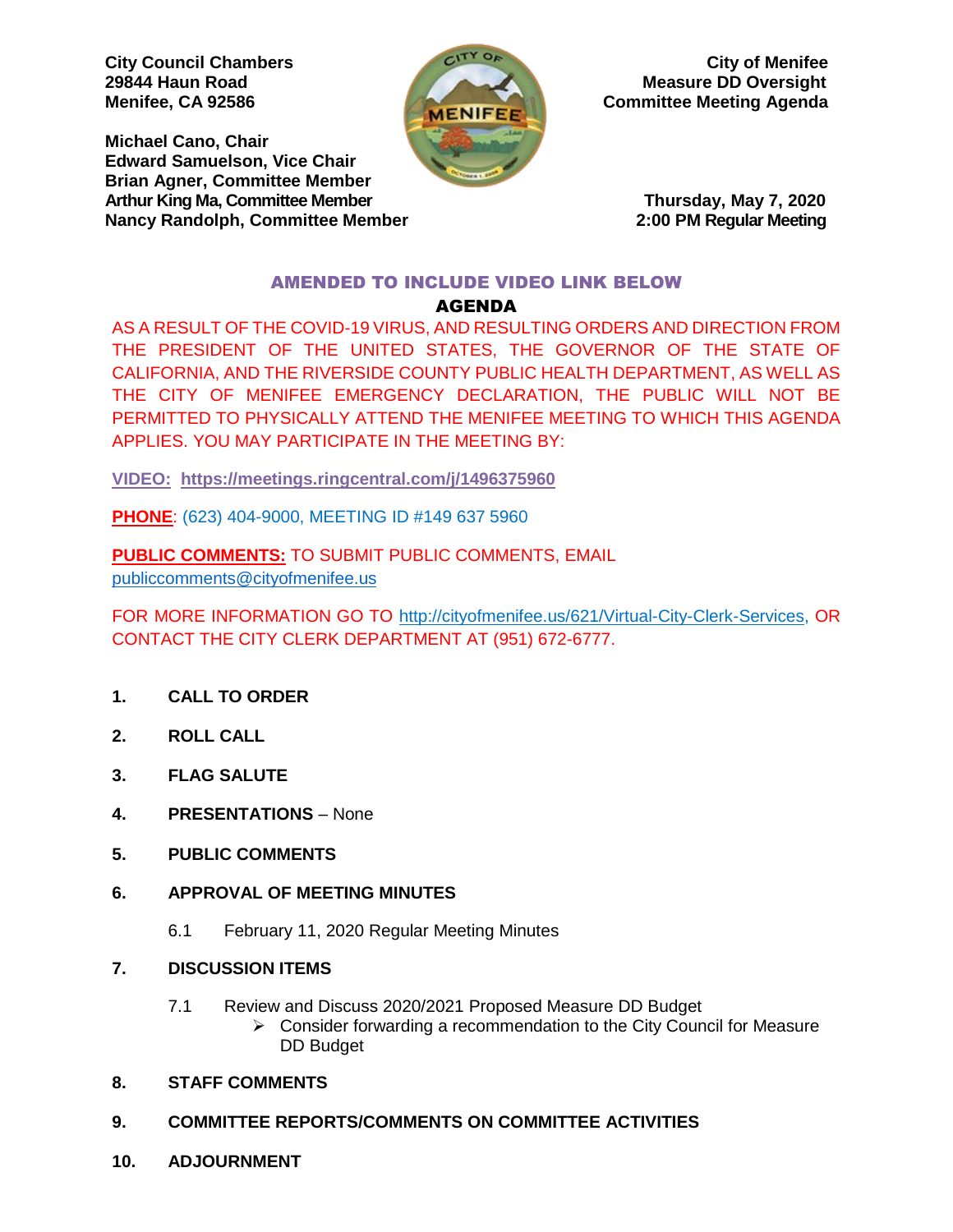City Council Chambers
29844 Haun Road
Menifee, CA 92586

Michael Cano, Chair
Edward Samuelson, Vice Chair
Brian Agner, Committee Member
Arthur King Ma, Committee Member
Nancy Randolph, Committee Member

**City of Menifee**
**Measure DD Oversight Committee Meeting Agenda**

Thursday, May 7, 2020
2:00 PM Regular Meeting

## AMENDED TO INCLUDE VIDEO LINK BELOW

## AGENDA

AS A RESULT OF THE COVID-19 VIRUS, AND RESULTING ORDERS AND DIRECTION FROM THE PRESIDENT OF THE UNITED STATES, THE GOVERNOR OF THE STATE OF CALIFORNIA, AND THE RIVERSIDE COUNTY PUBLIC HEALTH DEPARTMENT, AS WELL AS THE CITY OF MENIFEE EMERGENCY DECLARATION, THE PUBLIC WILL NOT BE PERMITTED TO PHYSICALLY ATTEND THE MENIFEE MEETING TO WHICH THIS AGENDA APPLIES. YOU MAY PARTICIPATE IN THE MEETING BY:

**VIDEO: https://meetings.ringcentral.com/j/1496375960**

**PHONE**: (623) 404-9000, MEETING ID #149 637 5960

**PUBLIC COMMENTS:** TO SUBMIT PUBLIC COMMENTS, EMAIL publiccomments@cityofmenifee.us

FOR MORE INFORMATION GO TO http://cityofmenifee.us/621/Virtual-City-Clerk-Services, OR CONTACT THE CITY CLERK DEPARTMENT AT (951) 672-6777.

1. **CALL TO ORDER**
2. **ROLL CALL**
3. **FLAG SALUTE**
4. **PRESENTATIONS** – None
5. **PUBLIC COMMENTS**
6. **APPROVAL OF MEETING MINUTES**
   - 6.1 February 11, 2020 Regular Meeting Minutes
7. **DISCUSSION ITEMS**
   - 7.1 Review and Discuss 2020/2021 Proposed Measure DD Budget
     - Consider forwarding a recommendation to the City Council for Measure DD Budget
8. **STAFF COMMENTS**
9. **COMMITTEE REPORTS/COMMENTS ON COMMITTEE ACTIVITIES**
10. **ADJOURNMENT**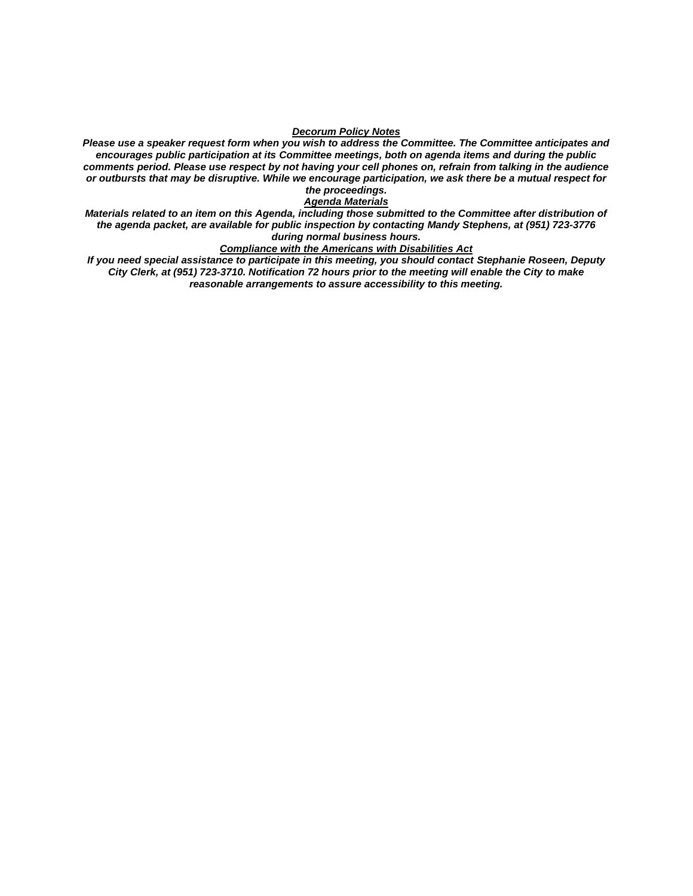***Decorum Policy Notes***

***Please use a speaker request form when you wish to address the Committee. The Committee anticipates and encourages public participation at its Committee meetings, both on agenda items and during the public comments period. Please use respect by not having your cell phones on, refrain from talking in the audience or outbursts that may be disruptive. While we encourage participation, we ask there be a mutual respect for the proceedings.***

***Agenda Materials***

***Materials related to an item on this Agenda, including those submitted to the Committee after distribution of the agenda packet, are available for public inspection by contacting Mandy Stephens, at (951) 723-3776 during normal business hours.***

***Compliance with the Americans with Disabilities Act***

***If you need special assistance to participate in this meeting, you should contact Stephanie Roseen, Deputy City Clerk, at (951) 723-3710. Notification 72 hours prior to the meeting will enable the City to make reasonable arrangements to assure accessibility to this meeting.***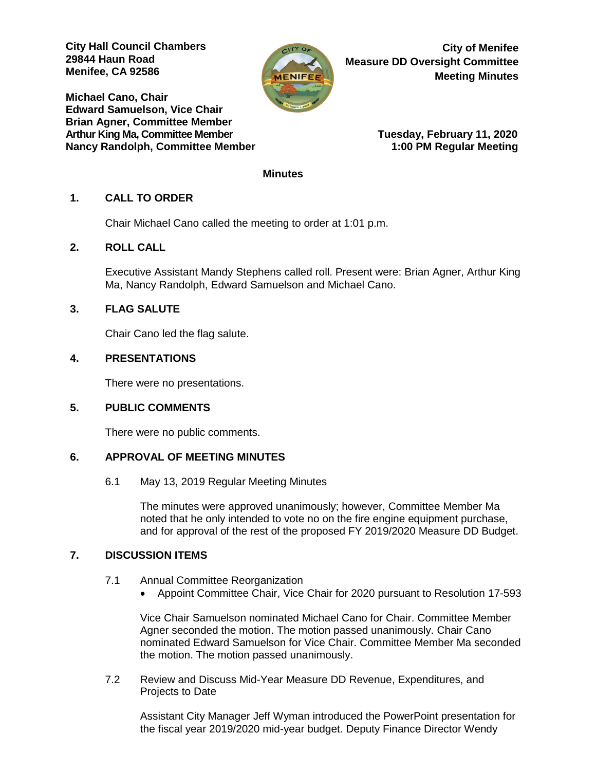City Hall Council Chambers
29844 Haun Road
Menifee, CA 92586

**City of Menifee**
**Measure DD Oversight Committee**
**Meeting Minutes**

**Michael Cano, Chair**
**Edward Samuelson, Vice Chair**
**Brian Agner, Committee Member**
**Arthur King Ma, Committee Member**
**Nancy Randolph, Committee Member**

**Tuesday, February 11, 2020**
**1:00 PM Regular Meeting**

**Minutes**

## 1. CALL TO ORDER

Chair Michael Cano called the meeting to order at 1:01 p.m.

## 2. ROLL CALL

Executive Assistant Mandy Stephens called roll. Present were: Brian Agner, Arthur King Ma, Nancy Randolph, Edward Samuelson and Michael Cano.

## 3. FLAG SALUTE

Chair Cano led the flag salute.

## 4. PRESENTATIONS

There were no presentations.

## 5. PUBLIC COMMENTS

There were no public comments.

## 6. APPROVAL OF MEETING MINUTES

6.1 May 13, 2019 Regular Meeting Minutes

The minutes were approved unanimously; however, Committee Member Ma noted that he only intended to vote no on the fire engine equipment purchase, and for approval of the rest of the proposed FY 2019/2020 Measure DD Budget.

## 7. DISCUSSION ITEMS

7.1 Annual Committee Reorganization

- Appoint Committee Chair, Vice Chair for 2020 pursuant to Resolution 17-593

Vice Chair Samuelson nominated Michael Cano for Chair. Committee Member Agner seconded the motion. The motion passed unanimously. Chair Cano nominated Edward Samuelson for Vice Chair. Committee Member Ma seconded the motion. The motion passed unanimously.

7.2 Review and Discuss Mid-Year Measure DD Revenue, Expenditures, and Projects to Date

Assistant City Manager Jeff Wyman introduced the PowerPoint presentation for the fiscal year 2019/2020 mid-year budget. Deputy Finance Director Wendy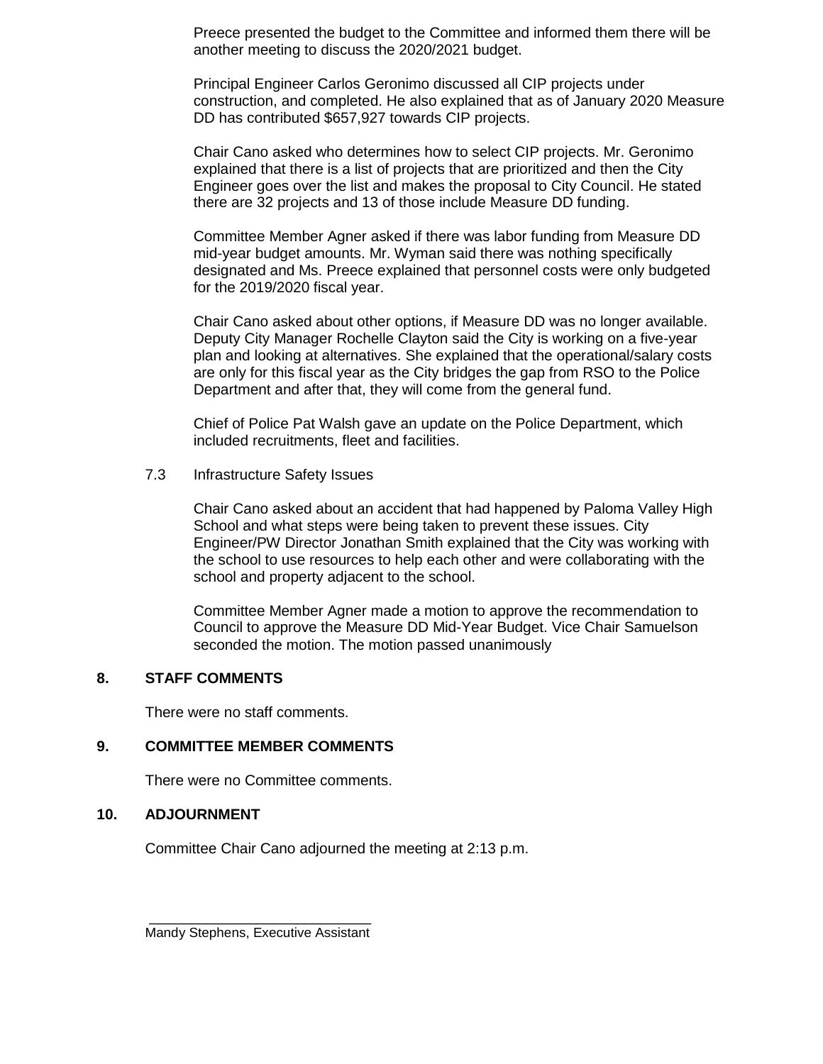Preece presented the budget to the Committee and informed them there will be another meeting to discuss the 2020/2021 budget.

Principal Engineer Carlos Geronimo discussed all CIP projects under construction, and completed. He also explained that as of January 2020 Measure DD has contributed $657,927 towards CIP projects.

Chair Cano asked who determines how to select CIP projects. Mr. Geronimo explained that there is a list of projects that are prioritized and then the City Engineer goes over the list and makes the proposal to City Council. He stated there are 32 projects and 13 of those include Measure DD funding.

Committee Member Agner asked if there was labor funding from Measure DD mid-year budget amounts. Mr. Wyman said there was nothing specifically designated and Ms. Preece explained that personnel costs were only budgeted for the 2019/2020 fiscal year.

Chair Cano asked about other options, if Measure DD was no longer available. Deputy City Manager Rochelle Clayton said the City is working on a five-year plan and looking at alternatives. She explained that the operational/salary costs are only for this fiscal year as the City bridges the gap from RSO to the Police Department and after that, they will come from the general fund.

Chief of Police Pat Walsh gave an update on the Police Department, which included recruitments, fleet and facilities.

7.3 Infrastructure Safety Issues

Chair Cano asked about an accident that had happened by Paloma Valley High School and what steps were being taken to prevent these issues. City Engineer/PW Director Jonathan Smith explained that the City was working with the school to use resources to help each other and were collaborating with the school and property adjacent to the school.

Committee Member Agner made a motion to approve the recommendation to Council to approve the Measure DD Mid-Year Budget. Vice Chair Samuelson seconded the motion. The motion passed unanimously

## 8. STAFF COMMENTS

There were no staff comments.

## 9. COMMITTEE MEMBER COMMENTS

There were no Committee comments.

## 10. ADJOURNMENT

Committee Chair Cano adjourned the meeting at 2:13 p.m.

\_\_\_\_\_\_\_\_\_\_\_\_\_\_\_\_\_\_\_\_\_\_\_\_\_\_\_\_\_\_

Mandy Stephens, Executive Assistant